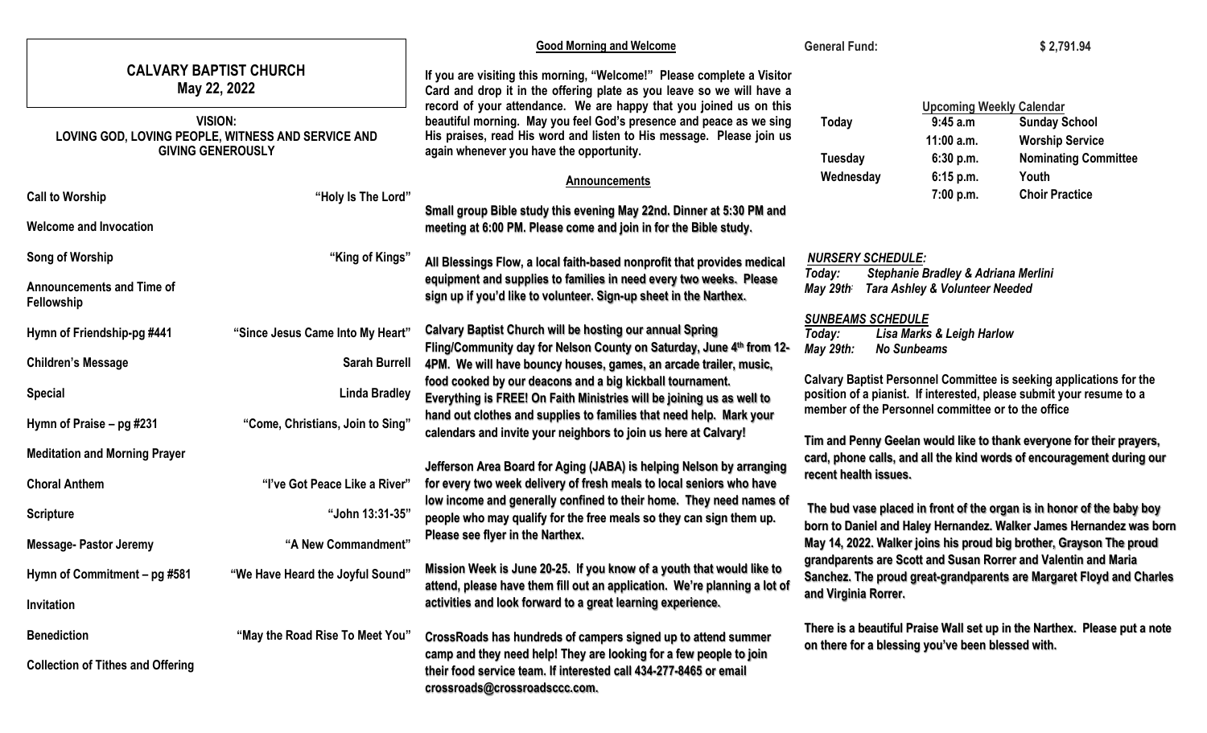# CALVARY BAPTIST CHURCH

## May 22, 2022

**VISION:**
**LOVING GOD, LOVING PEOPLE, WITNESS AND SERVICE AND GIVING GENEROUSLY**

| | |
|---|---|
| **Call to Worship** | **"Holy Is The Lord"** |
| **Welcome and Invocation** | |
| **Song of Worship** | **"King of Kings"** |
| **Announcements and Time of Fellowship** | |
| **Hymn of Friendship-pg #441** | **"Since Jesus Came Into My Heart"** |
| **Children's Message** | **Sarah Burrell** |
| **Special** | **Linda Bradley** |
| **Hymn of Praise – pg #231** | **"Come, Christians, Join to Sing"** |
| **Meditation and Morning Prayer** | |
| **Choral Anthem** | **"I've Got Peace Like a River"** |
| **Scripture** | **"John 13:31-35"** |
| **Message- Pastor Jeremy** | **"A New Commandment"** |
| **Hymn of Commitment – pg #581** | **"We Have Heard the Joyful Sound"** |
| **Invitation** | |
| **Benediction** | **"May the Road Rise To Meet You"** |
| **Collection of Tithes and Offering** | |

### Good Morning and Welcome

**If you are visiting this morning, "Welcome!" Please complete a Visitor Card and drop it in the offering plate as you leave so we will have a record of your attendance. We are happy that you joined us on this beautiful morning. May you feel God's presence and peace as we sing His praises, read His word and listen to His message. Please join us again whenever you have the opportunity.**

### Announcements

**Small group Bible study this evening May 22nd. Dinner at 5:30 PM and meeting at 6:00 PM. Please come and join in for the Bible study.**

**All Blessings Flow, a local faith-based nonprofit that provides medical equipment and supplies to families in need every two weeks. Please sign up if you'd like to volunteer. Sign-up sheet in the Narthex.**

**Calvary Baptist Church will be hosting our annual Spring Fling/Community day for Nelson County on Saturday, June 4th from 12-4PM. We will have bouncy houses, games, an arcade trailer, music, food cooked by our deacons and a big kickball tournament. Everything is FREE! On Faith Ministries will be joining us as well to hand out clothes and supplies to families that need help. Mark your calendars and invite your neighbors to join us here at Calvary!**

**Jefferson Area Board for Aging (JABA) is helping Nelson by arranging for every two week delivery of fresh meals to local seniors who have low income and generally confined to their home. They need names of people who may qualify for the free meals so they can sign them up. Please see flyer in the Narthex.**

**Mission Week is June 20-25. If you know of a youth that would like to attend, please have them fill out an application. We're planning a lot of activities and look forward to a great learning experience.**

**CrossRoads has hundreds of campers signed up to attend summer camp and they need help! They are looking for a few people to join their food service team. If interested call 434-277-8465 or email crossroads@crossroadsccc.com.**

**General Fund: $ 2,791.94**

### Upcoming Weekly Calendar

| | | |
|---|---|---|
| **Today** | **9:45 a.m** | **Sunday School** |
| | **11:00 a.m.** | **Worship Service** |
| **Tuesday** | **6:30 p.m.** | **Nominating Committee** |
| **Wednesday** | **6:15 p.m.** | **Youth** |
| | **7:00 p.m.** | **Choir Practice** |

***NURSERY SCHEDULE:***
***Today:*** ***Stephanie Bradley & Adriana Merlini***
***May 29th:*** ***Tara Ashley & Volunteer Needed***

***SUNBEAMS SCHEDULE***
***Today:*** ***Lisa Marks & Leigh Harlow***
***May 29th:*** ***No Sunbeams***

**Calvary Baptist Personnel Committee is seeking applications for the position of a pianist. If interested, please submit your resume to a member of the Personnel committee or to the office**

**Tim and Penny Geelan would like to thank everyone for their prayers, card, phone calls, and all the kind words of encouragement during our recent health issues.**

**The bud vase placed in front of the organ is in honor of the baby boy born to Daniel and Haley Hernandez. Walker James Hernandez was born May 14, 2022. Walker joins his proud big brother, Grayson The proud grandparents are Scott and Susan Rorrer and Valentin and Maria Sanchez. The proud great-grandparents are Margaret Floyd and Charles and Virginia Rorrer.**

**There is a beautiful Praise Wall set up in the Narthex. Please put a note on there for a blessing you've been blessed with.**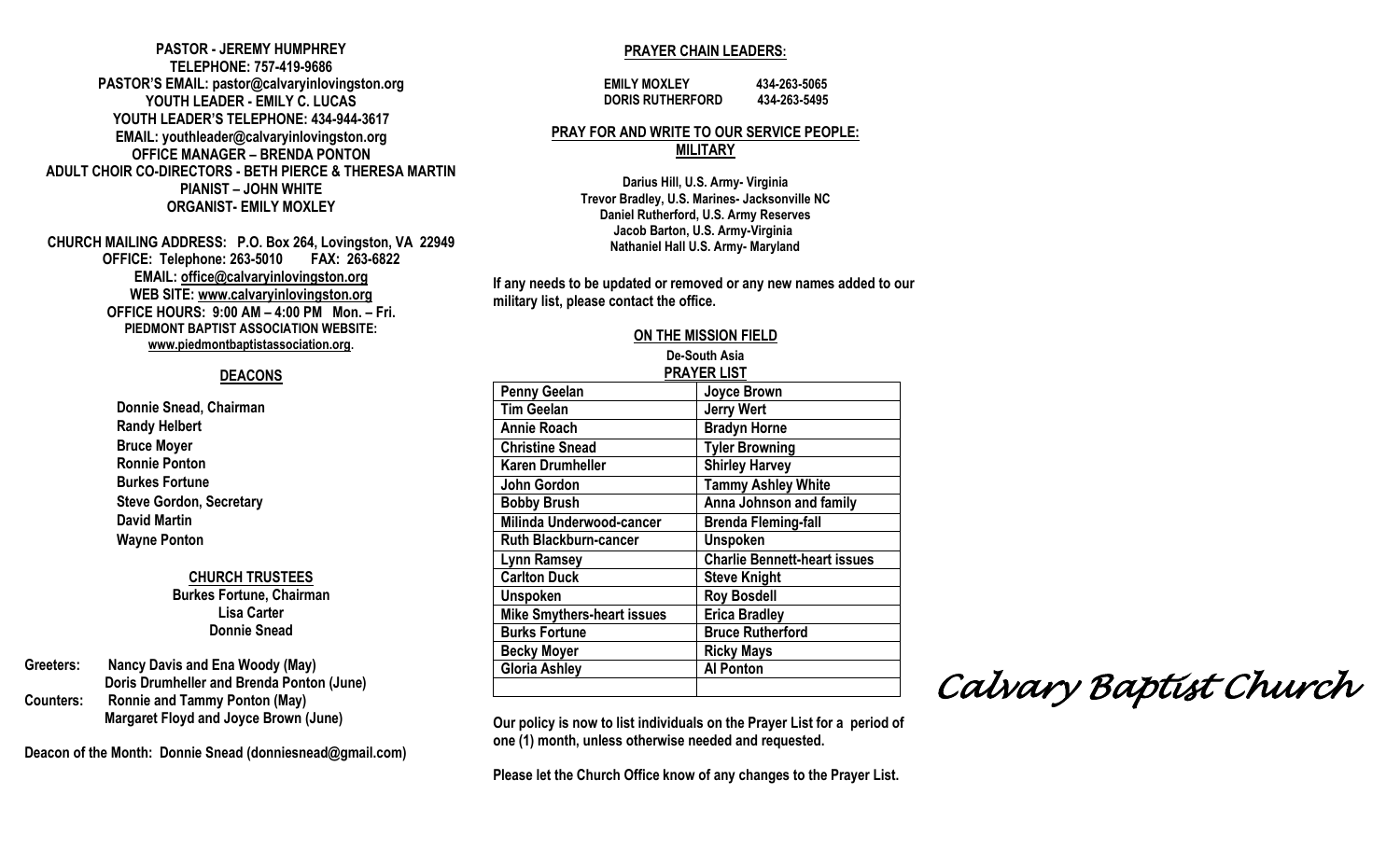**PASTOR - JEREMY HUMPHREY**
**TELEPHONE: 757-419-9686**
**PASTOR'S EMAIL: pastor@calvaryinlovingston.org**
**YOUTH LEADER - EMILY C. LUCAS**
**YOUTH LEADER'S TELEPHONE: 434-944-3617**
**EMAIL: youthleader@calvaryinlovingston.org**
**OFFICE MANAGER – BRENDA PONTON**
**ADULT CHOIR CO-DIRECTORS - BETH PIERCE & THERESA MARTIN**
**PIANIST – JOHN WHITE**
**ORGANIST- EMILY MOXLEY**

**CHURCH MAILING ADDRESS: P.O. Box 264, Lovingston, VA 22949**
**OFFICE: Telephone: 263-5010 FAX: 263-6822**
**EMAIL: office@calvaryinlovingston.org**
**WEB SITE: www.calvaryinlovingston.org**
**OFFICE HOURS: 9:00 AM – 4:00 PM Mon. – Fri.**
**PIEDMONT BAPTIST ASSOCIATION WEBSITE:**
**www.piedmontbaptistassociation.org.**

## DEACONS

Donnie Snead, Chairman
Randy Helbert
Bruce Moyer
Ronnie Ponton
Burkes Fortune
Steve Gordon, Secretary
David Martin
Wayne Ponton

## CHURCH TRUSTEES

Burkes Fortune, Chairman
Lisa Carter
Donnie Snead

**Greeters:** Nancy Davis and Ena Woody (May)
Doris Drumheller and Brenda Ponton (June)
**Counters:** Ronnie and Tammy Ponton (May)
Margaret Floyd and Joyce Brown (June)

**Deacon of the Month: Donnie Snead (donniesnead@gmail.com)**

## PRAYER CHAIN LEADERS:

EMILY MOXLEY 434-263-5065
DORIS RUTHERFORD 434-263-5495

## PRAY FOR AND WRITE TO OUR SERVICE PEOPLE:
## MILITARY

Darius Hill, U.S. Army- Virginia
Trevor Bradley, U.S. Marines- Jacksonville NC
Daniel Rutherford, U.S. Army Reserves
Jacob Barton, U.S. Army-Virginia
Nathaniel Hall U.S. Army- Maryland

**If any needs to be updated or removed or any new names added to our military list, please contact the office.**

## ON THE MISSION FIELD

De-South Asia

## PRAYER LIST

| | |
|---|---|
| Penny Geelan | Joyce Brown |
| Tim Geelan | Jerry Wert |
| Annie Roach | Bradyn Horne |
| Christine Snead | Tyler Browning |
| Karen Drumheller | Shirley Harvey |
| John Gordon | Tammy Ashley White |
| Bobby Brush | Anna Johnson and family |
| Milinda Underwood-cancer | Brenda Fleming-fall |
| Ruth Blackburn-cancer | Unspoken |
| Lynn Ramsey | Charlie Bennett-heart issues |
| Carlton Duck | Steve Knight |
| Unspoken | Roy Bosdell |
| Mike Smythers-heart issues | Erica Bradley |
| Burks Fortune | Bruce Rutherford |
| Becky Moyer | Ricky Mays |
| Gloria Ashley | Al Ponton |
| | |

**Our policy is now to list individuals on the Prayer List for a period of one (1) month, unless otherwise needed and requested.**

**Please let the Church Office know of any changes to the Prayer List.**

# *Calvary Baptist Church*